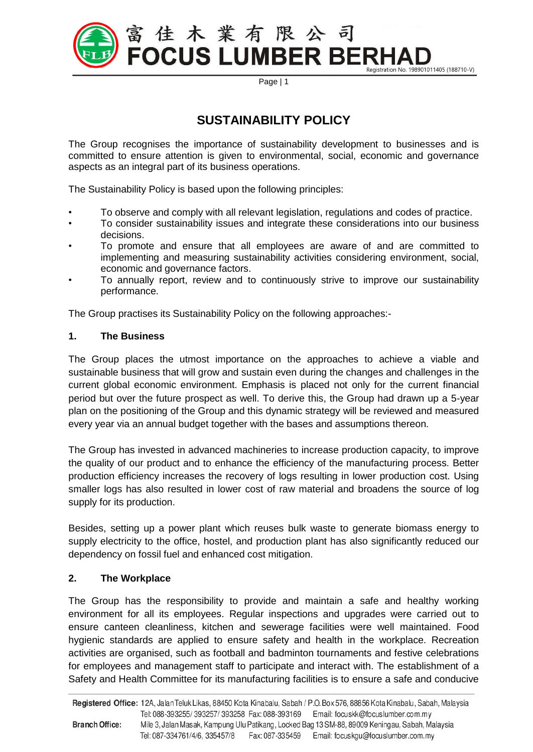# SUSTAINABILITY POLICY

The Group recognises the importance of sustainability development to businesses and is committed to ensure attention is given to environmental, social, economic and governance aspects as an integral part of its business operations.

The Sustainability Policy is based upon the following principles:

- To observe and comply with all relevant legislation, regulations and codes of practice.
- To consider sustainability issues and integrate these considerations into our business decisions.
- To promote and ensure that all employees are aware of and are committed to implementing and measuring sustainability activities considering environment, social, economic and governance factors.
- To annually report, review and to continuously strive to improve our sustainability performance.

The Group practises its Sustainability Policy on the following approaches:-

## 1. The Business

The Group places the utmost importance on the approaches to achieve a viable and sustainable business that will grow and sustain even during the changes and challenges in the current global economic environment. Emphasis is placed not only for the current financial period but over the future prospect as well. To derive this, the Group had drawn up a 5-year plan on the positioning of the Group and this dynamic strategy will be reviewed and measured every year via an annual budget together with the bases and assumptions thereon.

The Group has invested in advanced machineries to increase production capacity, to improve the quality of our product and to enhance the efficiency of the manufacturing process. Better production efficiency increases the recovery of logs resulting in lower production cost. Using smaller logs has also resulted in lower cost of raw material and broadens the source of log supply for its production.

Besides, setting up a power plant which reuses bulk waste to generate biomass energy to supply electricity to the office, hostel, and production plant has also significantly reduced our dependency on fossil fuel and enhanced cost mitigation.

## 2. The Workplace

The Group has the responsibility to provide and maintain a safe and healthy working environment for all its employees. Regular inspections and upgrades were carried out to ensure canteen cleanliness, kitchen and sewerage facilities were well maintained. Food hygienic standards are applied to ensure safety and health in the workplace. Recreation activities are organised, such as football and badminton tournaments and festive celebrations for employees and management staff to participate and interact with. The establishment of a Safety and Health Committee for its manufacturing facilities is to ensure a safe and conducive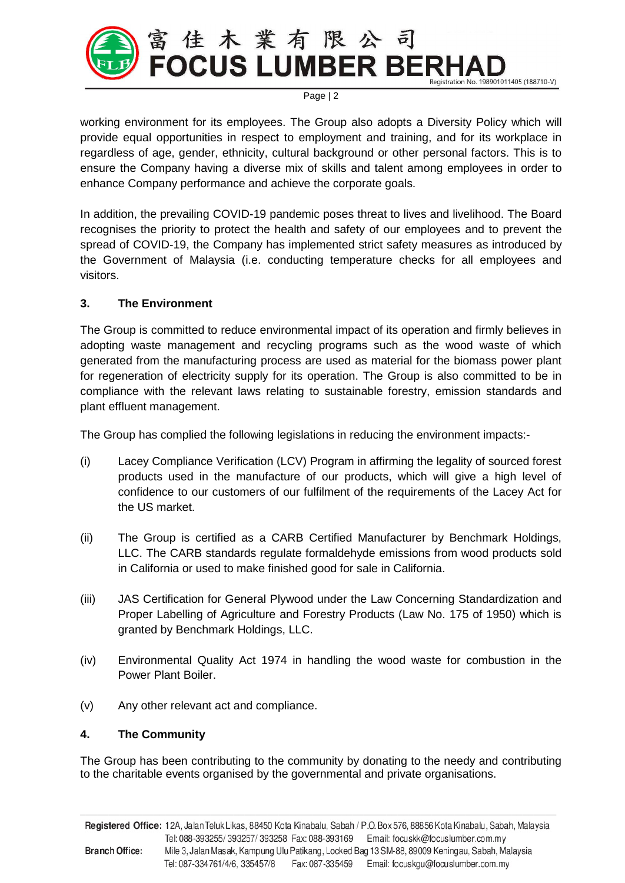working environment for its employees. The Group also adopts a Diversity Policy which will provide equal opportunities in respect to employment and training, and for its workplace in regardless of age, gender, ethnicity, cultural background or other personal factors. This is to ensure the Company having a diverse mix of skills and talent among employees in order to enhance Company performance and achieve the corporate goals.

In addition, the prevailing COVID-19 pandemic poses threat to lives and livelihood. The Board recognises the priority to protect the health and safety of our employees and to prevent the spread of COVID-19, the Company has implemented strict safety measures as introduced by the Government of Malaysia (i.e. conducting temperature checks for all employees and visitors.

## 3. The Environment

The Group is committed to reduce environmental impact of its operation and firmly believes in adopting waste management and recycling programs such as the wood waste of which generated from the manufacturing process are used as material for the biomass power plant for regeneration of electricity supply for its operation. The Group is also committed to be in compliance with the relevant laws relating to sustainable forestry, emission standards and plant effluent management.

The Group has complied the following legislations in reducing the environment impacts:-

(i) Lacey Compliance Verification (LCV) Program in affirming the legality of sourced forest products used in the manufacture of our products, which will give a high level of confidence to our customers of our fulfilment of the requirements of the Lacey Act for the US market.

(ii) The Group is certified as a CARB Certified Manufacturer by Benchmark Holdings, LLC. The CARB standards regulate formaldehyde emissions from wood products sold in California or used to make finished good for sale in California.

(iii) JAS Certification for General Plywood under the Law Concerning Standardization and Proper Labelling of Agriculture and Forestry Products (Law No. 175 of 1950) which is granted by Benchmark Holdings, LLC.

(iv) Environmental Quality Act 1974 in handling the wood waste for combustion in the Power Plant Boiler.

(v) Any other relevant act and compliance.

## 4. The Community

The Group has been contributing to the community by donating to the needy and contributing to the charitable events organised by the governmental and private organisations.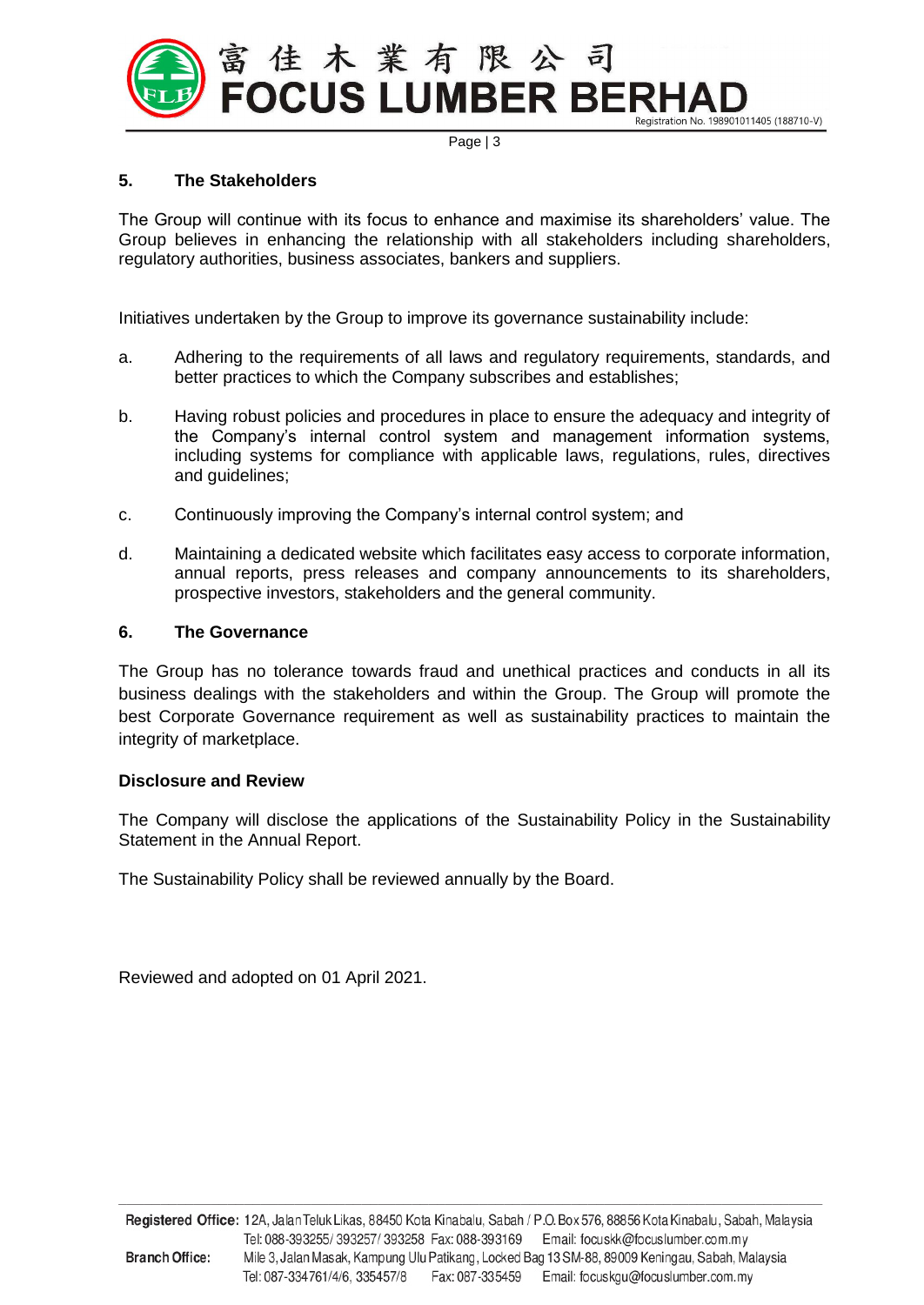## 5. The Stakeholders

The Group will continue with its focus to enhance and maximise its shareholders' value. The Group believes in enhancing the relationship with all stakeholders including shareholders, regulatory authorities, business associates, bankers and suppliers.

Initiatives undertaken by the Group to improve its governance sustainability include:

a. Adhering to the requirements of all laws and regulatory requirements, standards, and better practices to which the Company subscribes and establishes;

b. Having robust policies and procedures in place to ensure the adequacy and integrity of the Company's internal control system and management information systems, including systems for compliance with applicable laws, regulations, rules, directives and guidelines;

c. Continuously improving the Company's internal control system; and

d. Maintaining a dedicated website which facilitates easy access to corporate information, annual reports, press releases and company announcements to its shareholders, prospective investors, stakeholders and the general community.

## 6. The Governance

The Group has no tolerance towards fraud and unethical practices and conducts in all its business dealings with the stakeholders and within the Group. The Group will promote the best Corporate Governance requirement as well as sustainability practices to maintain the integrity of marketplace.

### Disclosure and Review

The Company will disclose the applications of the Sustainability Policy in the Sustainability Statement in the Annual Report.

The Sustainability Policy shall be reviewed annually by the Board.

Reviewed and adopted on 01 April 2021.